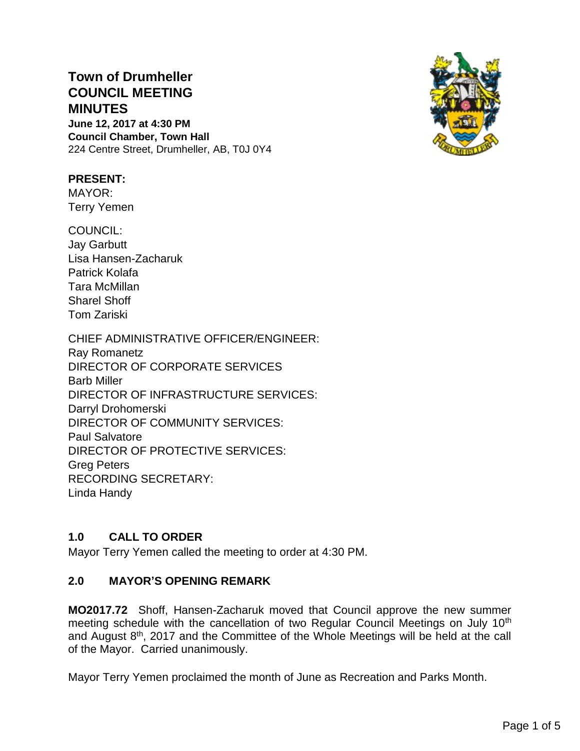# Town of Drumheller
# COUNCIL MEETING
# MINUTES

**June 12, 2017 at 4:30 PM**
**Council Chamber, Town Hall**
224 Centre Street, Drumheller, AB, T0J 0Y4

**PRESENT:**
MAYOR:
Terry Yemen

COUNCIL:
Jay Garbutt
Lisa Hansen-Zacharuk
Patrick Kolafa
Tara McMillan
Sharel Shoff
Tom Zariski

CHIEF ADMINISTRATIVE OFFICER/ENGINEER:
Ray Romanetz
DIRECTOR OF CORPORATE SERVICES
Barb Miller
DIRECTOR OF INFRASTRUCTURE SERVICES:
Darryl Drohomerski
DIRECTOR OF COMMUNITY SERVICES:
Paul Salvatore
DIRECTOR OF PROTECTIVE SERVICES:
Greg Peters
RECORDING SECRETARY:
Linda Handy

## 1.0 CALL TO ORDER

Mayor Terry Yemen called the meeting to order at 4:30 PM.

## 2.0 MAYOR'S OPENING REMARK

**MO2017.72** Shoff, Hansen-Zacharuk moved that Council approve the new summer meeting schedule with the cancellation of two Regular Council Meetings on July 10th and August 8th, 2017 and the Committee of the Whole Meetings will be held at the call of the Mayor. Carried unanimously.

Mayor Terry Yemen proclaimed the month of June as Recreation and Parks Month.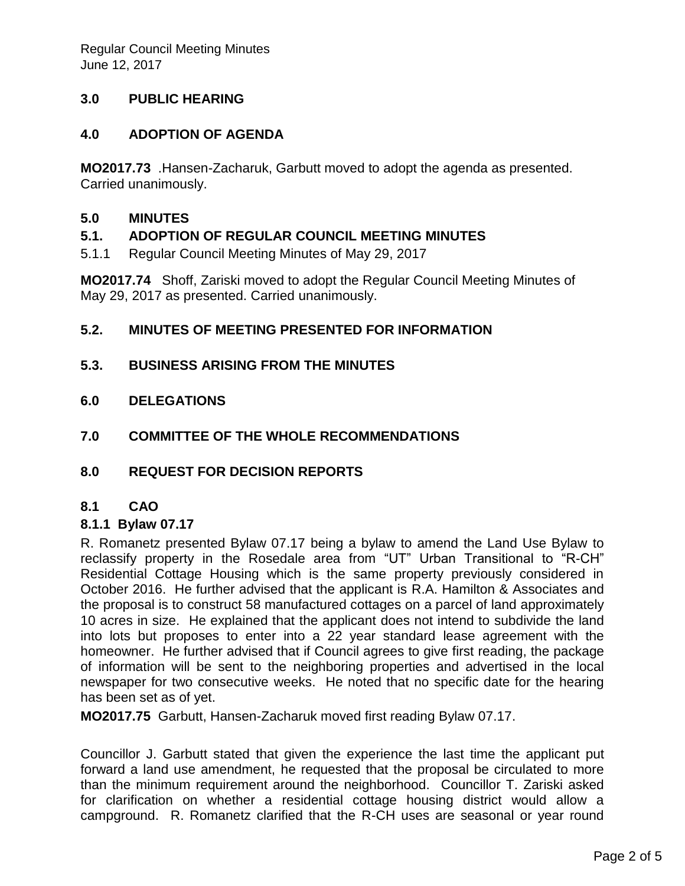## 3.0 PUBLIC HEARING

## 4.0 ADOPTION OF AGENDA

**MO2017.73** .Hansen-Zacharuk, Garbutt moved to adopt the agenda as presented. Carried unanimously.

## 5.0 MINUTES

### 5.1. ADOPTION OF REGULAR COUNCIL MEETING MINUTES

5.1.1 Regular Council Meeting Minutes of May 29, 2017

**MO2017.74** Shoff, Zariski moved to adopt the Regular Council Meeting Minutes of May 29, 2017 as presented. Carried unanimously.

### 5.2. MINUTES OF MEETING PRESENTED FOR INFORMATION

### 5.3. BUSINESS ARISING FROM THE MINUTES

## 6.0 DELEGATIONS

## 7.0 COMMITTEE OF THE WHOLE RECOMMENDATIONS

## 8.0 REQUEST FOR DECISION REPORTS

### 8.1 CAO

#### 8.1.1 Bylaw 07.17

R. Romanetz presented Bylaw 07.17 being a bylaw to amend the Land Use Bylaw to reclassify property in the Rosedale area from "UT" Urban Transitional to "R-CH" Residential Cottage Housing which is the same property previously considered in October 2016. He further advised that the applicant is R.A. Hamilton & Associates and the proposal is to construct 58 manufactured cottages on a parcel of land approximately 10 acres in size. He explained that the applicant does not intend to subdivide the land into lots but proposes to enter into a 22 year standard lease agreement with the homeowner. He further advised that if Council agrees to give first reading, the package of information will be sent to the neighboring properties and advertised in the local newspaper for two consecutive weeks. He noted that no specific date for the hearing has been set as of yet.

**MO2017.75** Garbutt, Hansen-Zacharuk moved first reading Bylaw 07.17.

Councillor J. Garbutt stated that given the experience the last time the applicant put forward a land use amendment, he requested that the proposal be circulated to more than the minimum requirement around the neighborhood. Councillor T. Zariski asked for clarification on whether a residential cottage housing district would allow a campground. R. Romanetz clarified that the R-CH uses are seasonal or year round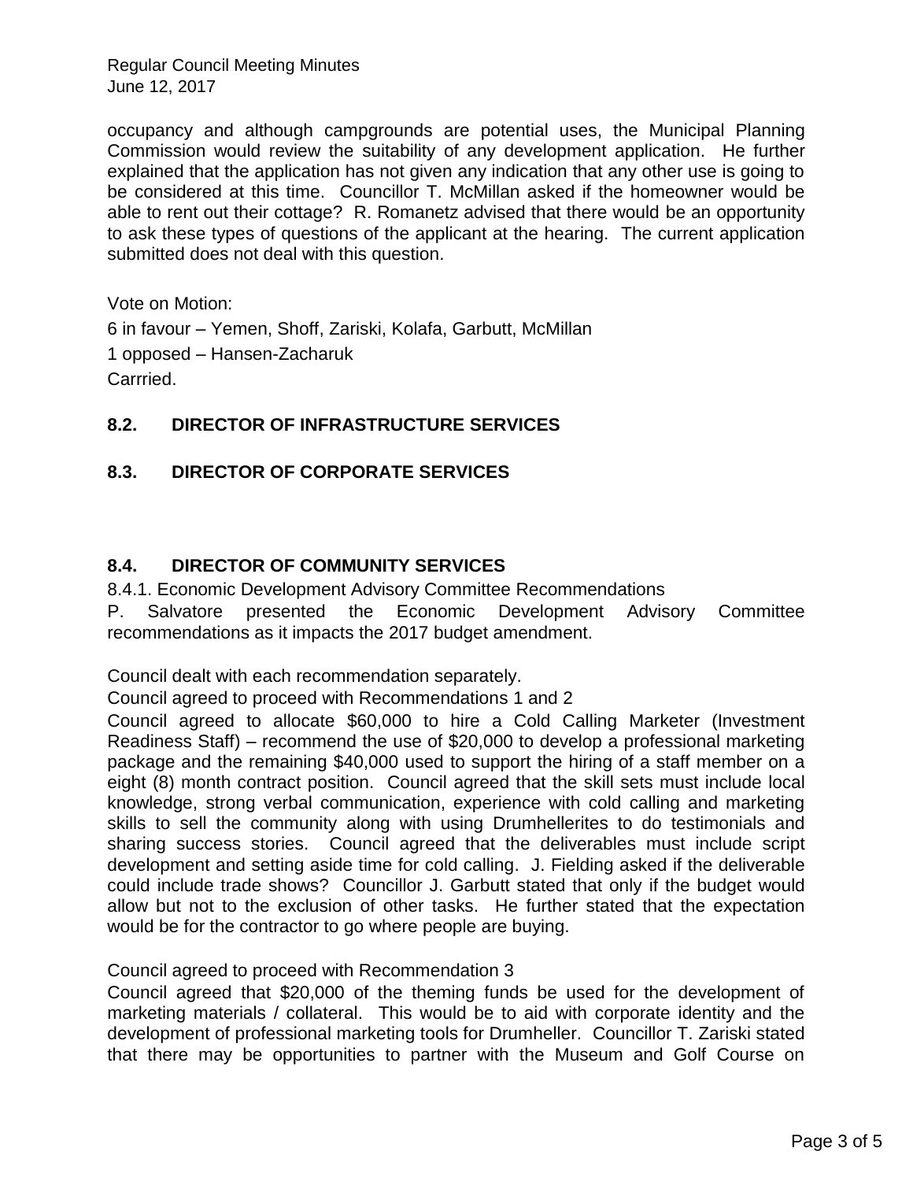occupancy and although campgrounds are potential uses, the Municipal Planning Commission would review the suitability of any development application. He further explained that the application has not given any indication that any other use is going to be considered at this time. Councillor T. McMillan asked if the homeowner would be able to rent out their cottage? R. Romanetz advised that there would be an opportunity to ask these types of questions of the applicant at the hearing. The current application submitted does not deal with this question.

Vote on Motion:

6 in favour – Yemen, Shoff, Zariski, Kolafa, Garbutt, McMillan

1 opposed – Hansen-Zacharuk

Carrried.

### 8.2. DIRECTOR OF INFRASTRUCTURE SERVICES

### 8.3. DIRECTOR OF CORPORATE SERVICES

### 8.4. DIRECTOR OF COMMUNITY SERVICES

8.4.1. Economic Development Advisory Committee Recommendations

P. Salvatore presented the Economic Development Advisory Committee recommendations as it impacts the 2017 budget amendment.

Council dealt with each recommendation separately.

Council agreed to proceed with Recommendations 1 and 2

Council agreed to allocate $60,000 to hire a Cold Calling Marketer (Investment Readiness Staff) – recommend the use of $20,000 to develop a professional marketing package and the remaining $40,000 used to support the hiring of a staff member on a eight (8) month contract position. Council agreed that the skill sets must include local knowledge, strong verbal communication, experience with cold calling and marketing skills to sell the community along with using Drumhellerites to do testimonials and sharing success stories. Council agreed that the deliverables must include script development and setting aside time for cold calling. J. Fielding asked if the deliverable could include trade shows? Councillor J. Garbutt stated that only if the budget would allow but not to the exclusion of other tasks. He further stated that the expectation would be for the contractor to go where people are buying.

Council agreed to proceed with Recommendation 3

Council agreed that $20,000 of the theming funds be used for the development of marketing materials / collateral. This would be to aid with corporate identity and the development of professional marketing tools for Drumheller. Councillor T. Zariski stated that there may be opportunities to partner with the Museum and Golf Course on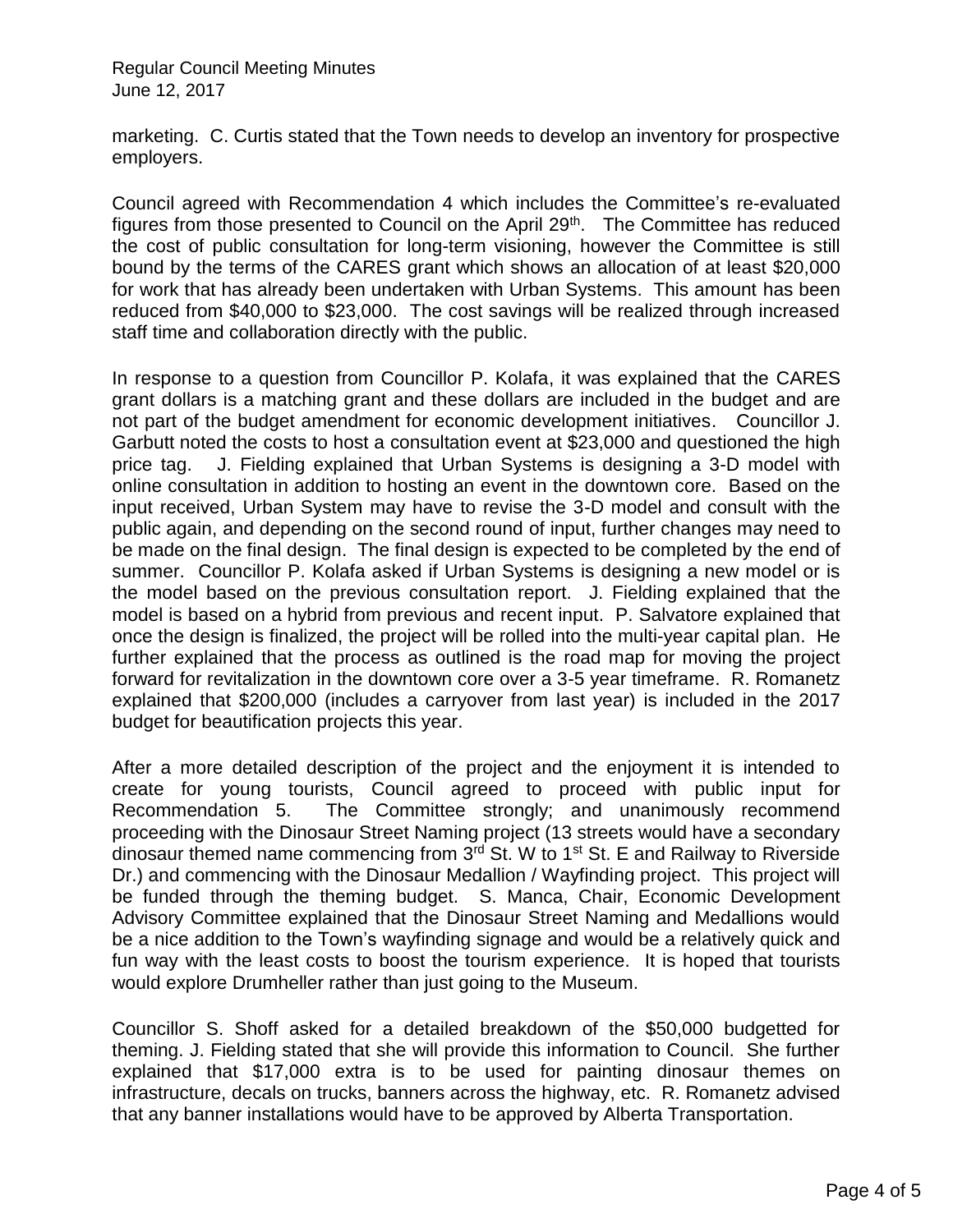marketing. C. Curtis stated that the Town needs to develop an inventory for prospective employers.

Council agreed with Recommendation 4 which includes the Committee's re-evaluated figures from those presented to Council on the April 29th. The Committee has reduced the cost of public consultation for long-term visioning, however the Committee is still bound by the terms of the CARES grant which shows an allocation of at least $20,000 for work that has already been undertaken with Urban Systems. This amount has been reduced from $40,000 to $23,000. The cost savings will be realized through increased staff time and collaboration directly with the public.

In response to a question from Councillor P. Kolafa, it was explained that the CARES grant dollars is a matching grant and these dollars are included in the budget and are not part of the budget amendment for economic development initiatives. Councillor J. Garbutt noted the costs to host a consultation event at $23,000 and questioned the high price tag. J. Fielding explained that Urban Systems is designing a 3-D model with online consultation in addition to hosting an event in the downtown core. Based on the input received, Urban System may have to revise the 3-D model and consult with the public again, and depending on the second round of input, further changes may need to be made on the final design. The final design is expected to be completed by the end of summer. Councillor P. Kolafa asked if Urban Systems is designing a new model or is the model based on the previous consultation report. J. Fielding explained that the model is based on a hybrid from previous and recent input. P. Salvatore explained that once the design is finalized, the project will be rolled into the multi-year capital plan. He further explained that the process as outlined is the road map for moving the project forward for revitalization in the downtown core over a 3-5 year timeframe. R. Romanetz explained that $200,000 (includes a carryover from last year) is included in the 2017 budget for beautification projects this year.

After a more detailed description of the project and the enjoyment it is intended to create for young tourists, Council agreed to proceed with public input for Recommendation 5. The Committee strongly; and unanimously recommend proceeding with the Dinosaur Street Naming project (13 streets would have a secondary dinosaur themed name commencing from 3rd St. W to 1st St. E and Railway to Riverside Dr.) and commencing with the Dinosaur Medallion / Wayfinding project. This project will be funded through the theming budget. S. Manca, Chair, Economic Development Advisory Committee explained that the Dinosaur Street Naming and Medallions would be a nice addition to the Town's wayfinding signage and would be a relatively quick and fun way with the least costs to boost the tourism experience. It is hoped that tourists would explore Drumheller rather than just going to the Museum.

Councillor S. Shoff asked for a detailed breakdown of the $50,000 budgetted for theming. J. Fielding stated that she will provide this information to Council. She further explained that $17,000 extra is to be used for painting dinosaur themes on infrastructure, decals on trucks, banners across the highway, etc. R. Romanetz advised that any banner installations would have to be approved by Alberta Transportation.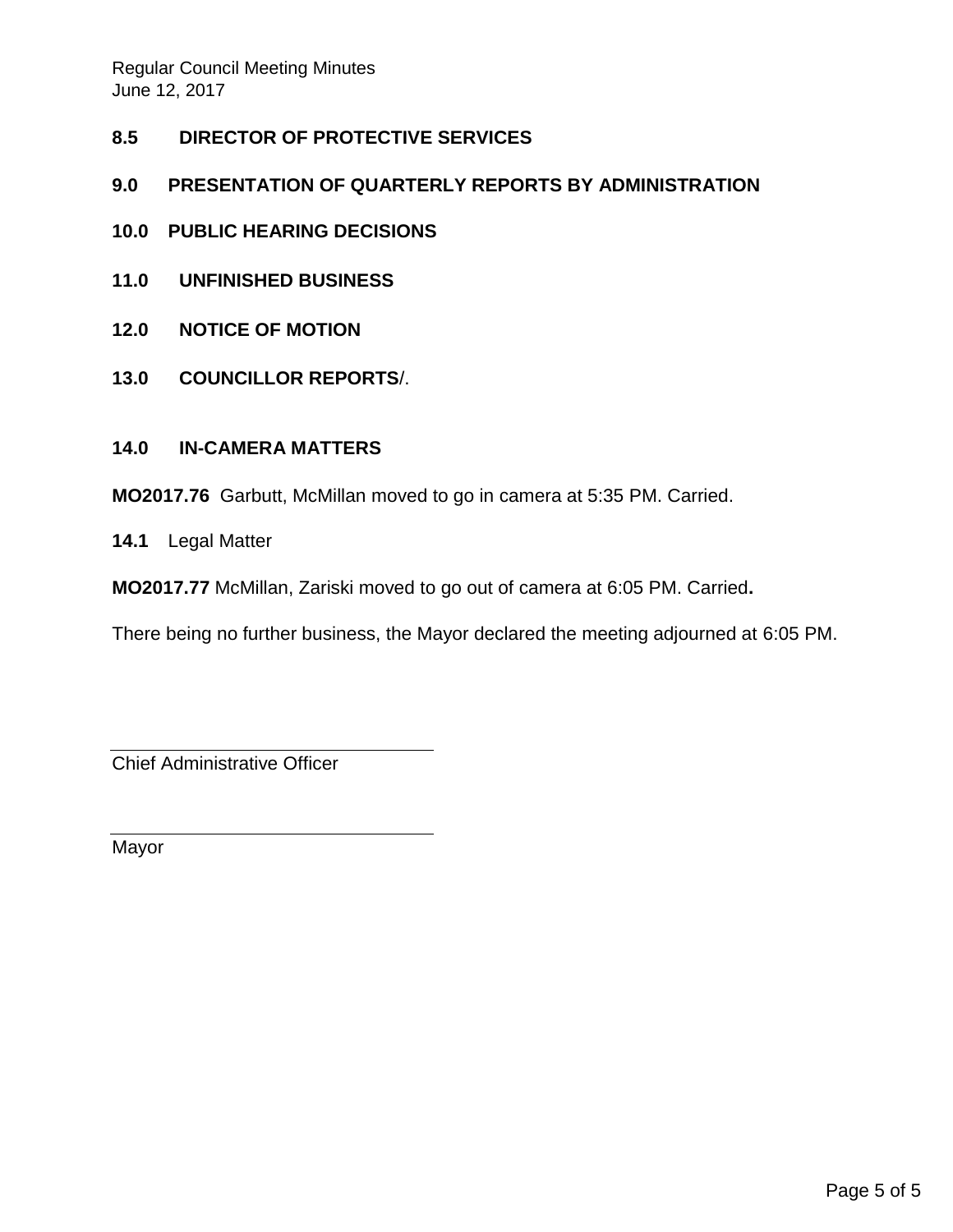**8.5 DIRECTOR OF PROTECTIVE SERVICES**

**9.0 PRESENTATION OF QUARTERLY REPORTS BY ADMINISTRATION**

**10.0 PUBLIC HEARING DECISIONS**

**11.0 UNFINISHED BUSINESS**

**12.0 NOTICE OF MOTION**

**13.0 COUNCILLOR REPORTS**/.

**14.0 IN-CAMERA MATTERS**

**MO2017.76** Garbutt, McMillan moved to go in camera at 5:35 PM. Carried.

**14.1** Legal Matter

**MO2017.77** McMillan, Zariski moved to go out of camera at 6:05 PM. Carried**.**

There being no further business, the Mayor declared the meeting adjourned at 6:05 PM.

\_\_\_\_\_\_\_\_\_\_\_\_\_\_\_\_\_\_\_\_\_\_\_\_\_\_\_\_\_\_\_\_

Chief Administrative Officer

\_\_\_\_\_\_\_\_\_\_\_\_\_\_\_\_\_\_\_\_\_\_\_\_\_\_\_\_\_\_\_\_

Mayor